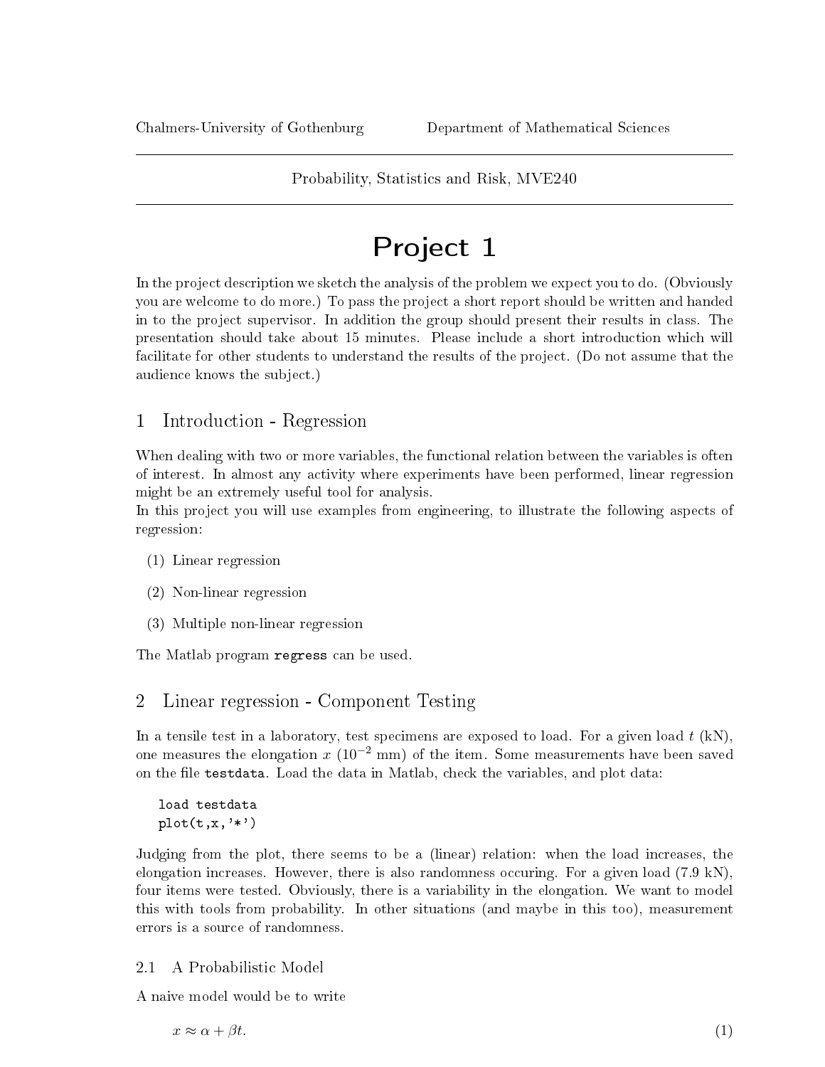Chalmers-University of Gothenburg　　　　Department of Mathematical Sciences

Probability, Statistics and Risk, MVE240

# Project 1

In the project description we sketch the analysis of the problem we expect you to do. (Obviously you are welcome to do more.) To pass the project a short report should be written and handed in to the project supervisor. In addition the group should present their results in class. The presentation should take about 15 minutes. Please include a short introduction which will facilitate for other students to understand the results of the project. (Do not assume that the audience knows the subject.)

## 1 Introduction - Regression

When dealing with two or more variables, the functional relation between the variables is often of interest. In almost any activity where experiments have been performed, linear regression might be an extremely useful tool for analysis.
In this project you will use examples from engineering, to illustrate the following aspects of regression:

(1) Linear regression

(2) Non-linear regression

(3) Multiple non-linear regression

The Matlab program `regress` can be used.

## 2 Linear regression - Component Testing

In a tensile test in a laboratory, test specimens are exposed to load. For a given load $t$ (kN), one measures the elongation $x$ ($10^{-2}$ mm) of the item. Some measurements have been saved on the file `testdata`. Load the data in Matlab, check the variables, and plot data:

```
load testdata
plot(t,x,'*')
```

Judging from the plot, there seems to be a (linear) relation: when the load increases, the elongation increases. However, there is also randomness occuring. For a given load (7.9 kN), four items were tested. Obviously, there is a variability in the elongation. We want to model this with tools from probability. In other situations (and maybe in this too), measurement errors is a source of randomness.

### 2.1 A Probabilistic Model

A naive model would be to write

$$x \approx \alpha + \beta t. \tag{1}$$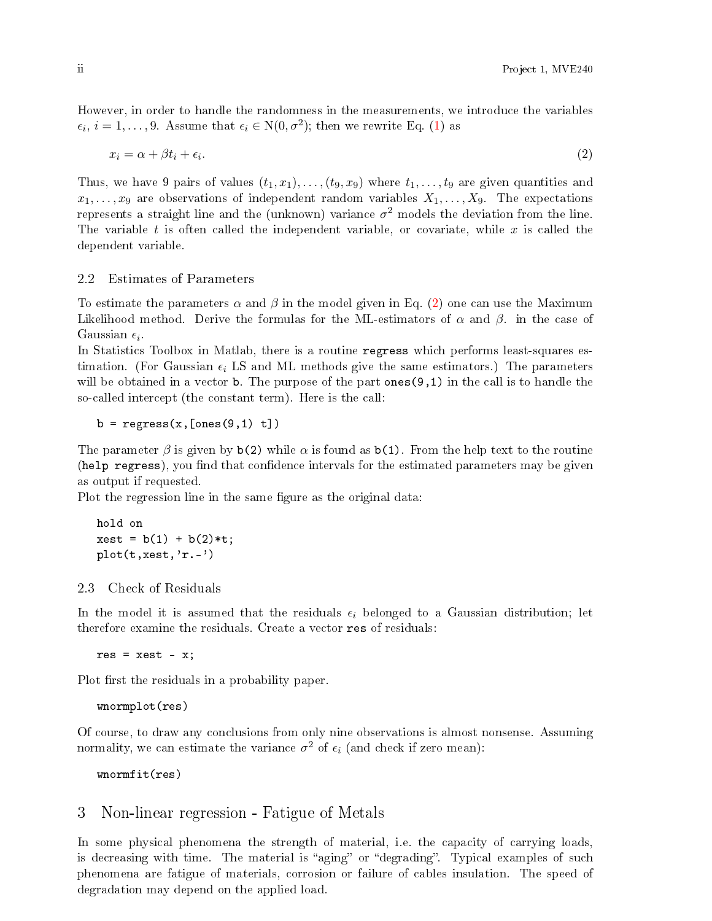However, in order to handle the randomness in the measurements, we introduce the variables $\epsilon_i$, $i = 1, \ldots, 9$. Assume that $\epsilon_i \in \mathrm{N}(0, \sigma^2)$; then we rewrite Eq. (1) as

$$x_i = \alpha + \beta t_i + \epsilon_i. \tag{2}$$

Thus, we have 9 pairs of values $(t_1, x_1), \ldots, (t_9, x_9)$ where $t_1, \ldots, t_9$ are given quantities and $x_1, \ldots, x_9$ are observations of independent random variables $X_1, \ldots, X_9$. The expectations represents a straight line and the (unknown) variance $\sigma^2$ models the deviation from the line. The variable $t$ is often called the independent variable, or covariate, while $x$ is called the dependent variable.

### 2.2 Estimates of Parameters

To estimate the parameters $\alpha$ and $\beta$ in the model given in Eq. (2) one can use the Maximum Likelihood method. Derive the formulas for the ML-estimators of $\alpha$ and $\beta$. in the case of Gaussian $\epsilon_i$.

In Statistics Toolbox in Matlab, there is a routine `regress` which performs least-squares estimation. (For Gaussian $\epsilon_i$ LS and ML methods give the same estimators.) The parameters will be obtained in a vector `b`. The purpose of the part `ones(9,1)` in the call is to handle the so-called intercept (the constant term). Here is the call:

```
b = regress(x,[ones(9,1) t])
```

The parameter $\beta$ is given by `b(2)` while $\alpha$ is found as `b(1)`. From the help text to the routine (`help regress`), you find that confidence intervals for the estimated parameters may be given as output if requested.

Plot the regression line in the same figure as the original data:

```
hold on
xest = b(1) + b(2)*t;
plot(t,xest,'r.-')
```

### 2.3 Check of Residuals

In the model it is assumed that the residuals $\epsilon_i$ belonged to a Gaussian distribution; let therefore examine the residuals. Create a vector `res` of residuals:

```
res = xest - x;
```

Plot first the residuals in a probability paper.

```
wnormplot(res)
```

Of course, to draw any conclusions from only nine observations is almost nonsense. Assuming normality, we can estimate the variance $\sigma^2$ of $\epsilon_i$ (and check if zero mean):

```
wnormfit(res)
```

## 3 Non-linear regression - Fatigue of Metals

In some physical phenomena the strength of material, i.e. the capacity of carrying loads, is decreasing with time. The material is "aging" or "degrading". Typical examples of such phenomena are fatigue of materials, corrosion or failure of cables insulation. The speed of degradation may depend on the applied load.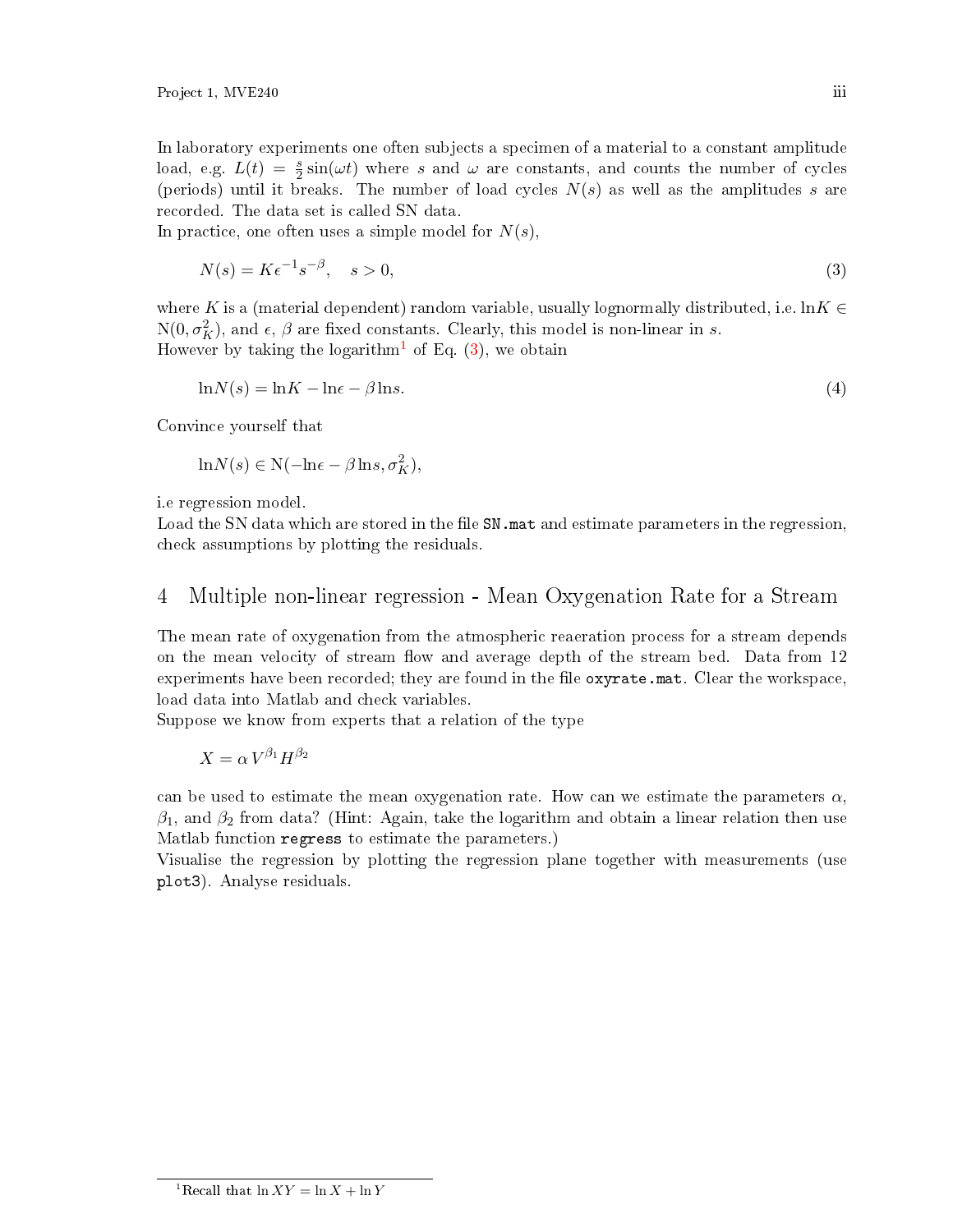In laboratory experiments one often subjects a specimen of a material to a constant amplitude load, e.g. $L(t) = \frac{s}{2}\sin(\omega t)$ where $s$ and $\omega$ are constants, and counts the number of cycles (periods) until it breaks. The number of load cycles $N(s)$ as well as the amplitudes $s$ are recorded. The data set is called SN data.
In practice, one often uses a simple model for $N(s)$,

$$N(s) = K\epsilon^{-1}s^{-\beta}, \quad s > 0, \tag{3}$$

where $K$ is a (material dependent) random variable, usually lognormally distributed, i.e. $\ln K \in \mathrm{N}(0, \sigma_K^2)$, and $\epsilon$, $\beta$ are fixed constants. Clearly, this model is non-linear in $s$.
However by taking the logarithm[1] of Eq. (3), we obtain

$$\ln N(s) = \ln K - \ln\epsilon - \beta \ln s. \tag{4}$$

Convince yourself that

$$\ln N(s) \in \mathrm{N}(-\ln\epsilon - \beta \ln s, \sigma_K^2),$$

i.e regression model.
Load the SN data which are stored in the file `SN.mat` and estimate parameters in the regression, check assumptions by plotting the residuals.

## 4 Multiple non-linear regression - Mean Oxygenation Rate for a Stream

The mean rate of oxygenation from the atmospheric reaeration process for a stream depends on the mean velocity of stream flow and average depth of the stream bed. Data from 12 experiments have been recorded; they are found in the file `oxyrate.mat`. Clear the workspace, load data into Matlab and check variables.
Suppose we know from experts that a relation of the type

$$X = \alpha\, V^{\beta_1} H^{\beta_2}$$

can be used to estimate the mean oxygenation rate. How can we estimate the parameters $\alpha$, $\beta_1$, and $\beta_2$ from data? (Hint: Again, take the logarithm and obtain a linear relation then use Matlab function `regress` to estimate the parameters.)
Visualise the regression by plotting the regression plane together with measurements (use `plot3`). Analyse residuals.

[1] Recall that $\ln XY = \ln X + \ln Y$